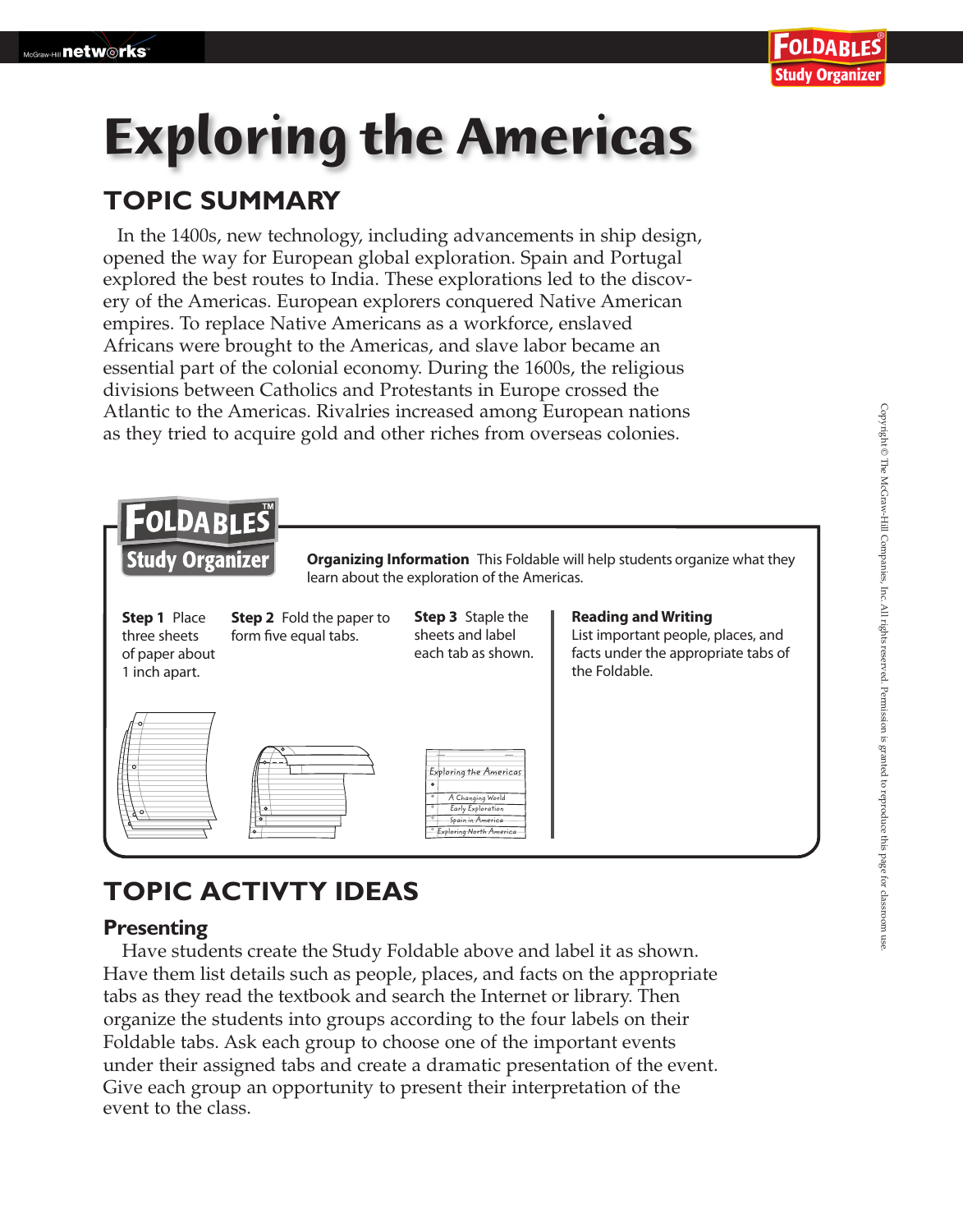# Exploring the Americas

## TOPIC SUMMARY

In the 1400s, new technology, including advancements in ship design, opened the way for European global exploration. Spain and Portugal explored the best routes to India. These explorations led to the discovery of the Americas. European explorers conquered Native American empires. To replace Native Americans as a workforce, enslaved Africans were brought to the Americas, and slave labor became an essential part of the colonial economy. During the 1600s, the religious divisions between Catholics and Protestants in Europe crossed the Atlantic to the Americas. Rivalries increased among European nations as they tried to acquire gold and other riches from overseas colonies.

**FOLDABLES™ Study Organizer**

**Organizing Information** This Foldable will help students organize what they learn about the exploration of the Americas.

**Step 1** Place three sheets of paper about 1 inch apart.

**Step 2** Fold the paper to form five equal tabs.

**Step 3** Staple the sheets and label each tab as shown.

*Exploring the Americas*
- *A Changing World*
- *Early Exploration*
- *Spain in America*
- *Exploring North America*

**Reading and Writing**
List important people, places, and facts under the appropriate tabs of the Foldable.

## TOPIC ACTIVTY IDEAS

### Presenting

Have students create the Study Foldable above and label it as shown. Have them list details such as people, places, and facts on the appropriate tabs as they read the textbook and search the Internet or library. Then organize the students into groups according to the four labels on their Foldable tabs. Ask each group to choose one of the important events under their assigned tabs and create a dramatic presentation of the event. Give each group an opportunity to present their interpretation of the event to the class.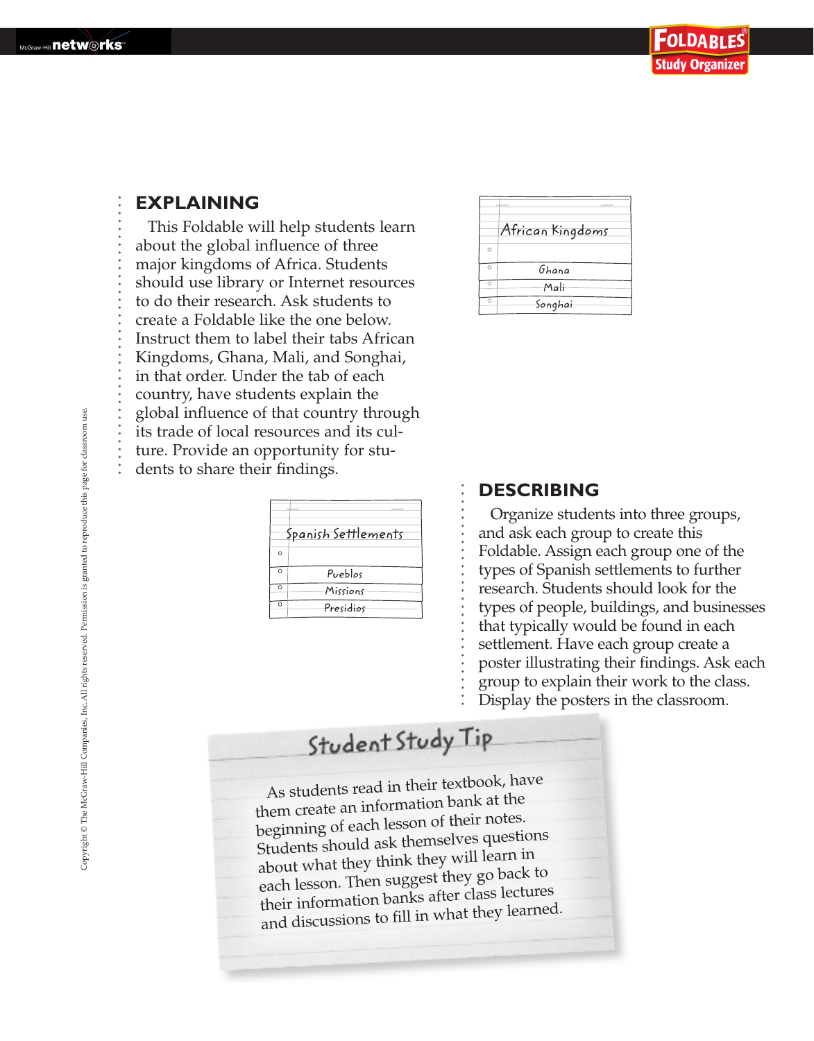## EXPLAINING

This Foldable will help students learn about the global influence of three major kingdoms of Africa. Students should use library or Internet resources to do their research. Ask students to create a Foldable like the one below. Instruct them to label their tabs African Kingdoms, Ghana, Mali, and Songhai, in that order. Under the tab of each country, have students explain the global influence of that country through its trade of local resources and its culture. Provide an opportunity for students to share their findings.

African Kingdoms

Ghana

Mali

Songhai

Spanish Settlements

Pueblos

Missions

Presidios

## DESCRIBING

Organize students into three groups, and ask each group to create this Foldable. Assign each group one of the types of Spanish settlements to further research. Students should look for the types of people, buildings, and businesses that typically would be found in each settlement. Have each group create a poster illustrating their findings. Ask each group to explain their work to the class. Display the posters in the classroom.

### Student Study Tip

As students read in their textbook, have them create an information bank at the beginning of each lesson of their notes. Students should ask themselves questions about what they think they will learn in each lesson. Then suggest they go back to their information banks after class lectures and discussions to fill in what they learned.